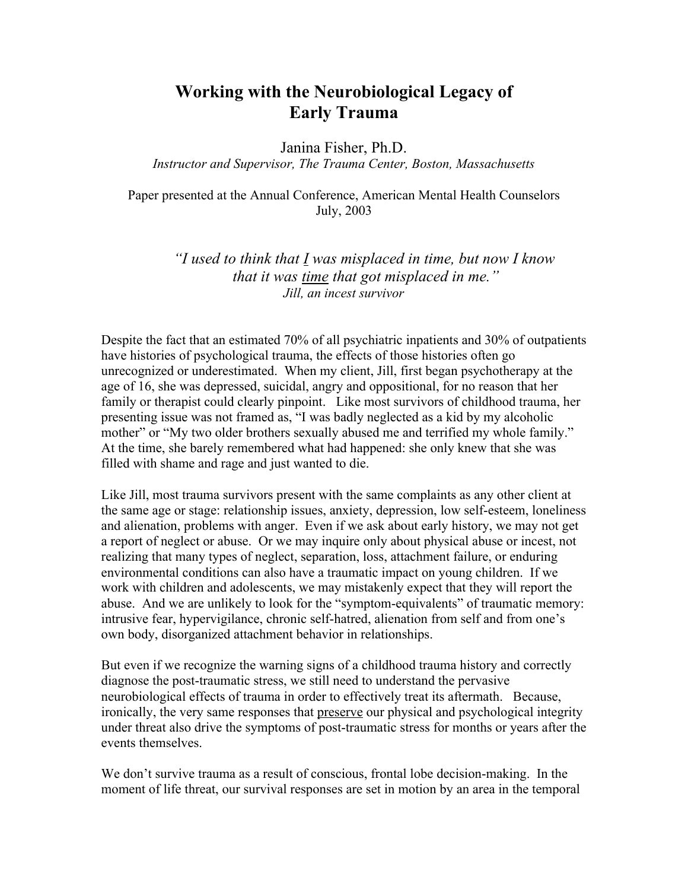# Working with the Neurobiological Legacy of Early Trauma

Janina Fisher, Ph.D.

*Instructor and Supervisor, The Trauma Center, Boston, Massachusetts*

Paper presented at the Annual Conference, American Mental Health Counselors
July, 2003

> *"I used to think that I was misplaced in time, but now I know that it was time that got misplaced in me."*
> *Jill, an incest survivor*

Despite the fact that an estimated 70% of all psychiatric inpatients and 30% of outpatients have histories of psychological trauma, the effects of those histories often go unrecognized or underestimated. When my client, Jill, first began psychotherapy at the age of 16, she was depressed, suicidal, angry and oppositional, for no reason that her family or therapist could clearly pinpoint. Like most survivors of childhood trauma, her presenting issue was not framed as, "I was badly neglected as a kid by my alcoholic mother" or "My two older brothers sexually abused me and terrified my whole family." At the time, she barely remembered what had happened: she only knew that she was filled with shame and rage and just wanted to die.

Like Jill, most trauma survivors present with the same complaints as any other client at the same age or stage: relationship issues, anxiety, depression, low self-esteem, loneliness and alienation, problems with anger. Even if we ask about early history, we may not get a report of neglect or abuse. Or we may inquire only about physical abuse or incest, not realizing that many types of neglect, separation, loss, attachment failure, or enduring environmental conditions can also have a traumatic impact on young children. If we work with children and adolescents, we may mistakenly expect that they will report the abuse. And we are unlikely to look for the "symptom-equivalents" of traumatic memory: intrusive fear, hypervigilance, chronic self-hatred, alienation from self and from one's own body, disorganized attachment behavior in relationships.

But even if we recognize the warning signs of a childhood trauma history and correctly diagnose the post-traumatic stress, we still need to understand the pervasive neurobiological effects of trauma in order to effectively treat its aftermath. Because, ironically, the very same responses that preserve our physical and psychological integrity under threat also drive the symptoms of post-traumatic stress for months or years after the events themselves.

We don't survive trauma as a result of conscious, frontal lobe decision-making. In the moment of life threat, our survival responses are set in motion by an area in the temporal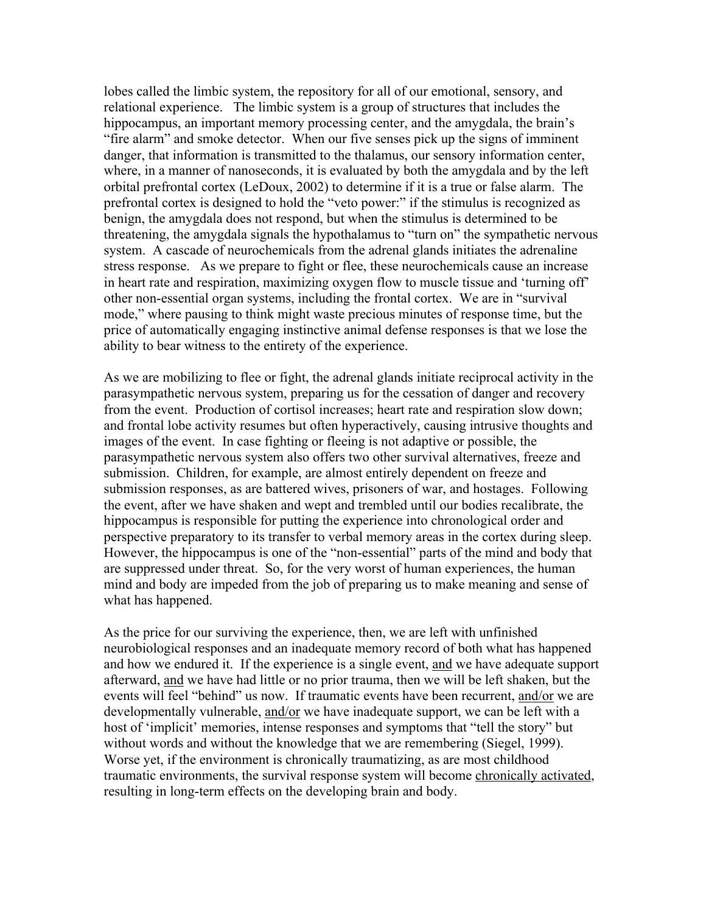lobes called the limbic system, the repository for all of our emotional, sensory, and relational experience. The limbic system is a group of structures that includes the hippocampus, an important memory processing center, and the amygdala, the brain's "fire alarm" and smoke detector. When our five senses pick up the signs of imminent danger, that information is transmitted to the thalamus, our sensory information center, where, in a manner of nanoseconds, it is evaluated by both the amygdala and by the left orbital prefrontal cortex (LeDoux, 2002) to determine if it is a true or false alarm. The prefrontal cortex is designed to hold the "veto power:" if the stimulus is recognized as benign, the amygdala does not respond, but when the stimulus is determined to be threatening, the amygdala signals the hypothalamus to "turn on" the sympathetic nervous system. A cascade of neurochemicals from the adrenal glands initiates the adrenaline stress response. As we prepare to fight or flee, these neurochemicals cause an increase in heart rate and respiration, maximizing oxygen flow to muscle tissue and 'turning off' other non-essential organ systems, including the frontal cortex. We are in "survival mode," where pausing to think might waste precious minutes of response time, but the price of automatically engaging instinctive animal defense responses is that we lose the ability to bear witness to the entirety of the experience.

As we are mobilizing to flee or fight, the adrenal glands initiate reciprocal activity in the parasympathetic nervous system, preparing us for the cessation of danger and recovery from the event. Production of cortisol increases; heart rate and respiration slow down; and frontal lobe activity resumes but often hyperactively, causing intrusive thoughts and images of the event. In case fighting or fleeing is not adaptive or possible, the parasympathetic nervous system also offers two other survival alternatives, freeze and submission. Children, for example, are almost entirely dependent on freeze and submission responses, as are battered wives, prisoners of war, and hostages. Following the event, after we have shaken and wept and trembled until our bodies recalibrate, the hippocampus is responsible for putting the experience into chronological order and perspective preparatory to its transfer to verbal memory areas in the cortex during sleep. However, the hippocampus is one of the "non-essential" parts of the mind and body that are suppressed under threat. So, for the very worst of human experiences, the human mind and body are impeded from the job of preparing us to make meaning and sense of what has happened.

As the price for our surviving the experience, then, we are left with unfinished neurobiological responses and an inadequate memory record of both what has happened and how we endured it. If the experience is a single event, <u>and</u> we have adequate support afterward, <u>and</u> we have had little or no prior trauma, then we will be left shaken, but the events will feel "behind" us now. If traumatic events have been recurrent, <u>and/or</u> we are developmentally vulnerable, <u>and/or</u> we have inadequate support, we can be left with a host of 'implicit' memories, intense responses and symptoms that "tell the story" but without words and without the knowledge that we are remembering (Siegel, 1999). Worse yet, if the environment is chronically traumatizing, as are most childhood traumatic environments, the survival response system will become <u>chronically activated</u>, resulting in long-term effects on the developing brain and body.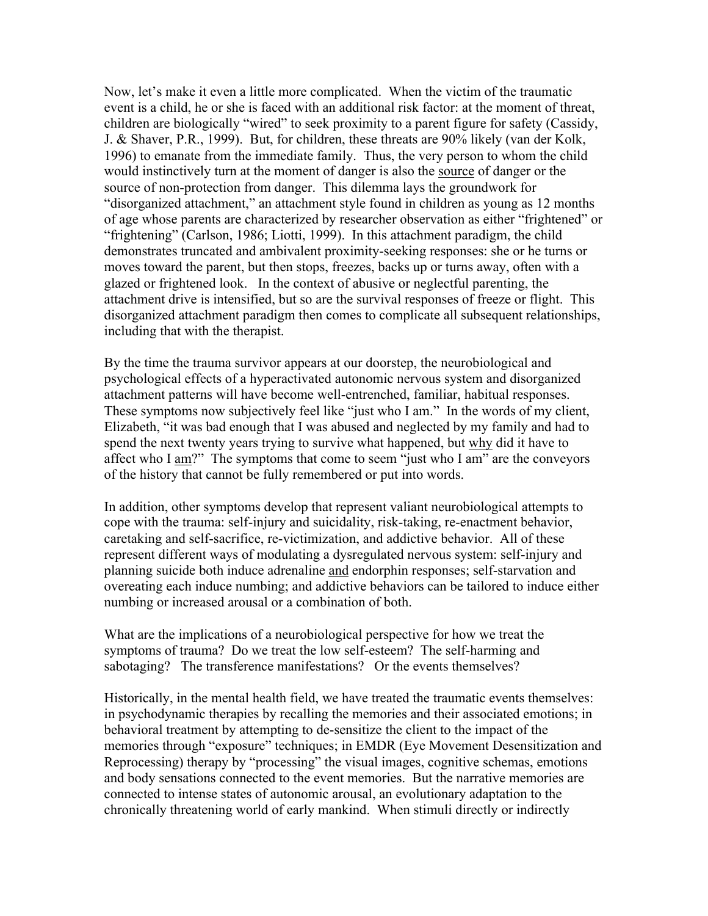Now, let's make it even a little more complicated. When the victim of the traumatic event is a child, he or she is faced with an additional risk factor: at the moment of threat, children are biologically "wired" to seek proximity to a parent figure for safety (Cassidy, J. & Shaver, P.R., 1999). But, for children, these threats are 90% likely (van der Kolk, 1996) to emanate from the immediate family. Thus, the very person to whom the child would instinctively turn at the moment of danger is also the <u>source</u> of danger or the source of non-protection from danger. This dilemma lays the groundwork for "disorganized attachment," an attachment style found in children as young as 12 months of age whose parents are characterized by researcher observation as either "frightened" or "frightening" (Carlson, 1986; Liotti, 1999). In this attachment paradigm, the child demonstrates truncated and ambivalent proximity-seeking responses: she or he turns or moves toward the parent, but then stops, freezes, backs up or turns away, often with a glazed or frightened look. In the context of abusive or neglectful parenting, the attachment drive is intensified, but so are the survival responses of freeze or flight. This disorganized attachment paradigm then comes to complicate all subsequent relationships, including that with the therapist.

By the time the trauma survivor appears at our doorstep, the neurobiological and psychological effects of a hyperactivated autonomic nervous system and disorganized attachment patterns will have become well-entrenched, familiar, habitual responses. These symptoms now subjectively feel like "just who I am." In the words of my client, Elizabeth, "it was bad enough that I was abused and neglected by my family and had to spend the next twenty years trying to survive what happened, but <u>why</u> did it have to affect who I <u>am</u>?" The symptoms that come to seem "just who I am" are the conveyors of the history that cannot be fully remembered or put into words.

In addition, other symptoms develop that represent valiant neurobiological attempts to cope with the trauma: self-injury and suicidality, risk-taking, re-enactment behavior, caretaking and self-sacrifice, re-victimization, and addictive behavior. All of these represent different ways of modulating a dysregulated nervous system: self-injury and planning suicide both induce adrenaline <u>and</u> endorphin responses; self-starvation and overeating each induce numbing; and addictive behaviors can be tailored to induce either numbing or increased arousal or a combination of both.

What are the implications of a neurobiological perspective for how we treat the symptoms of trauma? Do we treat the low self-esteem? The self-harming and sabotaging? The transference manifestations? Or the events themselves?

Historically, in the mental health field, we have treated the traumatic events themselves: in psychodynamic therapies by recalling the memories and their associated emotions; in behavioral treatment by attempting to de-sensitize the client to the impact of the memories through "exposure" techniques; in EMDR (Eye Movement Desensitization and Reprocessing) therapy by "processing" the visual images, cognitive schemas, emotions and body sensations connected to the event memories. But the narrative memories are connected to intense states of autonomic arousal, an evolutionary adaptation to the chronically threatening world of early mankind. When stimuli directly or indirectly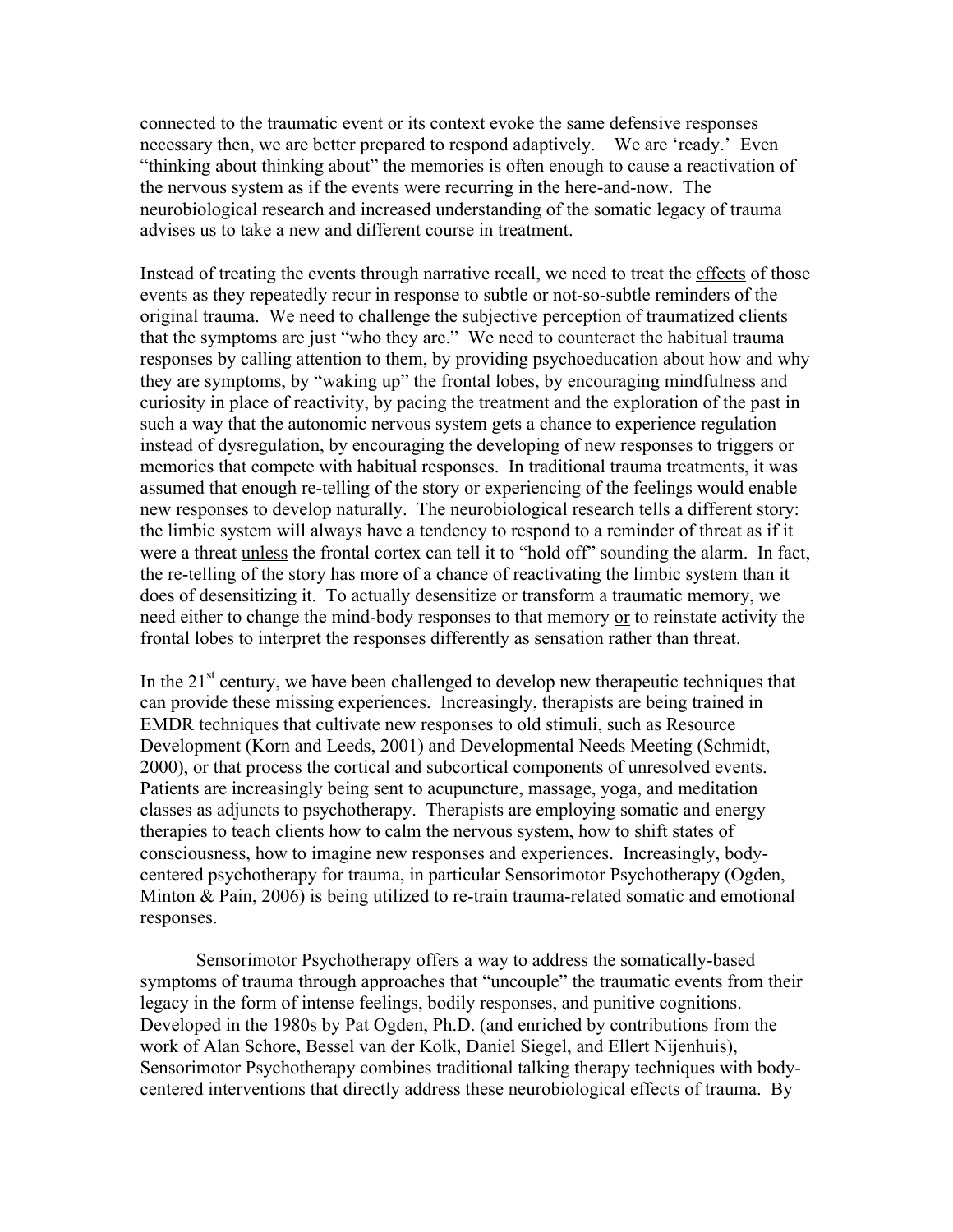connected to the traumatic event or its context evoke the same defensive responses necessary then, we are better prepared to respond adaptively. We are 'ready.' Even "thinking about thinking about" the memories is often enough to cause a reactivation of the nervous system as if the events were recurring in the here-and-now. The neurobiological research and increased understanding of the somatic legacy of trauma advises us to take a new and different course in treatment.

Instead of treating the events through narrative recall, we need to treat the <u>effects</u> of those events as they repeatedly recur in response to subtle or not-so-subtle reminders of the original trauma. We need to challenge the subjective perception of traumatized clients that the symptoms are just "who they are." We need to counteract the habitual trauma responses by calling attention to them, by providing psychoeducation about how and why they are symptoms, by "waking up" the frontal lobes, by encouraging mindfulness and curiosity in place of reactivity, by pacing the treatment and the exploration of the past in such a way that the autonomic nervous system gets a chance to experience regulation instead of dysregulation, by encouraging the developing of new responses to triggers or memories that compete with habitual responses. In traditional trauma treatments, it was assumed that enough re-telling of the story or experiencing of the feelings would enable new responses to develop naturally. The neurobiological research tells a different story: the limbic system will always have a tendency to respond to a reminder of threat as if it were a threat <u>unless</u> the frontal cortex can tell it to "hold off" sounding the alarm. In fact, the re-telling of the story has more of a chance of <u>reactivating</u> the limbic system than it does of desensitizing it. To actually desensitize or transform a traumatic memory, we need either to change the mind-body responses to that memory <u>or</u> to reinstate activity the frontal lobes to interpret the responses differently as sensation rather than threat.

In the 21st century, we have been challenged to develop new therapeutic techniques that can provide these missing experiences. Increasingly, therapists are being trained in EMDR techniques that cultivate new responses to old stimuli, such as Resource Development (Korn and Leeds, 2001) and Developmental Needs Meeting (Schmidt, 2000), or that process the cortical and subcortical components of unresolved events. Patients are increasingly being sent to acupuncture, massage, yoga, and meditation classes as adjuncts to psychotherapy. Therapists are employing somatic and energy therapies to teach clients how to calm the nervous system, how to shift states of consciousness, how to imagine new responses and experiences. Increasingly, body-centered psychotherapy for trauma, in particular Sensorimotor Psychotherapy (Ogden, Minton & Pain, 2006) is being utilized to re-train trauma-related somatic and emotional responses.

Sensorimotor Psychotherapy offers a way to address the somatically-based symptoms of trauma through approaches that "uncouple" the traumatic events from their legacy in the form of intense feelings, bodily responses, and punitive cognitions. Developed in the 1980s by Pat Ogden, Ph.D. (and enriched by contributions from the work of Alan Schore, Bessel van der Kolk, Daniel Siegel, and Ellert Nijenhuis), Sensorimotor Psychotherapy combines traditional talking therapy techniques with body-centered interventions that directly address these neurobiological effects of trauma. By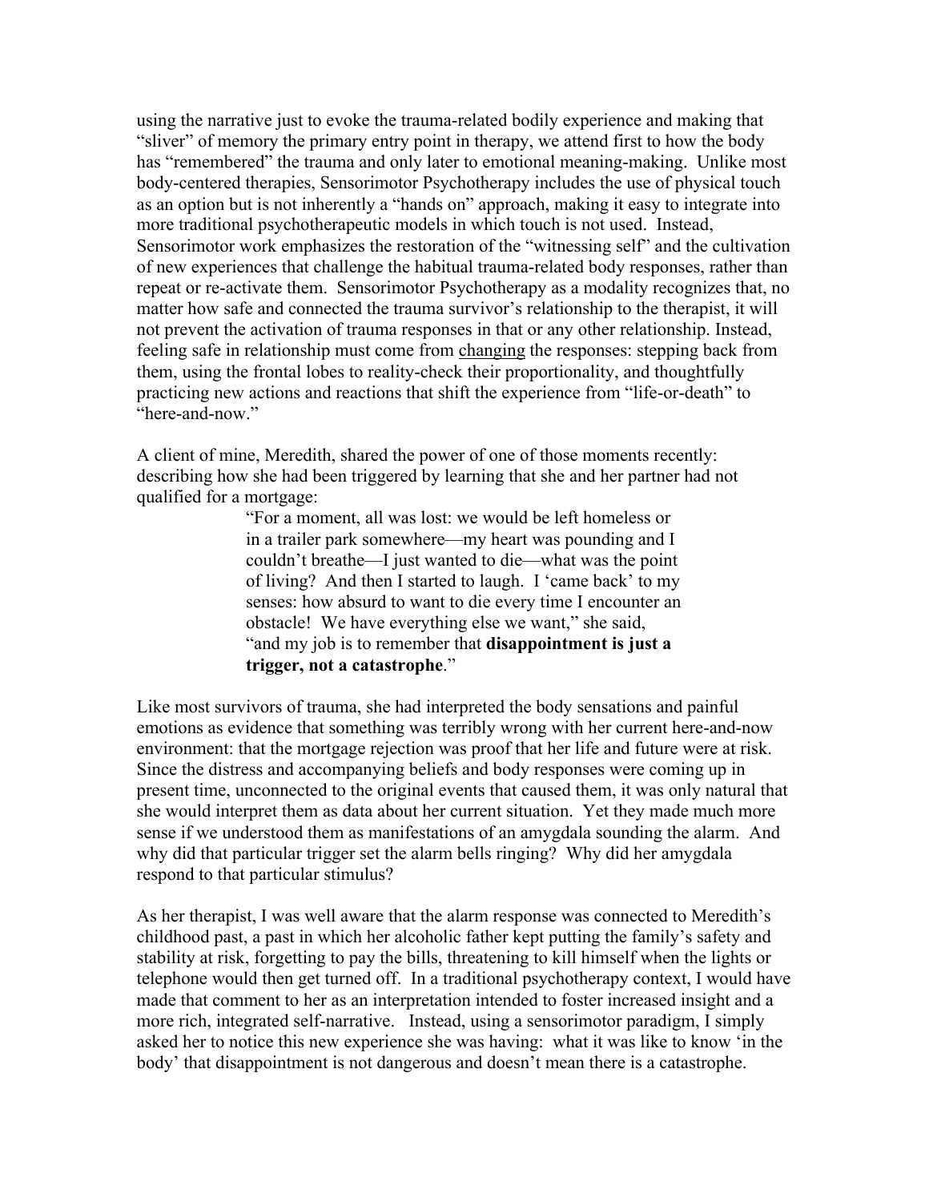using the narrative just to evoke the trauma-related bodily experience and making that "sliver" of memory the primary entry point in therapy, we attend first to how the body has "remembered" the trauma and only later to emotional meaning-making. Unlike most body-centered therapies, Sensorimotor Psychotherapy includes the use of physical touch as an option but is not inherently a "hands on" approach, making it easy to integrate into more traditional psychotherapeutic models in which touch is not used. Instead, Sensorimotor work emphasizes the restoration of the "witnessing self" and the cultivation of new experiences that challenge the habitual trauma-related body responses, rather than repeat or re-activate them. Sensorimotor Psychotherapy as a modality recognizes that, no matter how safe and connected the trauma survivor's relationship to the therapist, it will not prevent the activation of trauma responses in that or any other relationship. Instead, feeling safe in relationship must come from <u>changing</u> the responses: stepping back from them, using the frontal lobes to reality-check their proportionality, and thoughtfully practicing new actions and reactions that shift the experience from "life-or-death" to "here-and-now."

A client of mine, Meredith, shared the power of one of those moments recently: describing how she had been triggered by learning that she and her partner had not qualified for a mortgage:

> "For a moment, all was lost: we would be left homeless or in a trailer park somewhere—my heart was pounding and I couldn't breathe—I just wanted to die—what was the point of living? And then I started to laugh. I 'came back' to my senses: how absurd to want to die every time I encounter an obstacle! We have everything else we want," she said, "and my job is to remember that **disappointment is just a trigger, not a catastrophe**."

Like most survivors of trauma, she had interpreted the body sensations and painful emotions as evidence that something was terribly wrong with her current here-and-now environment: that the mortgage rejection was proof that her life and future were at risk. Since the distress and accompanying beliefs and body responses were coming up in present time, unconnected to the original events that caused them, it was only natural that she would interpret them as data about her current situation. Yet they made much more sense if we understood them as manifestations of an amygdala sounding the alarm. And why did that particular trigger set the alarm bells ringing? Why did her amygdala respond to that particular stimulus?

As her therapist, I was well aware that the alarm response was connected to Meredith's childhood past, a past in which her alcoholic father kept putting the family's safety and stability at risk, forgetting to pay the bills, threatening to kill himself when the lights or telephone would then get turned off. In a traditional psychotherapy context, I would have made that comment to her as an interpretation intended to foster increased insight and a more rich, integrated self-narrative. Instead, using a sensorimotor paradigm, I simply asked her to notice this new experience she was having: what it was like to know 'in the body' that disappointment is not dangerous and doesn't mean there is a catastrophe.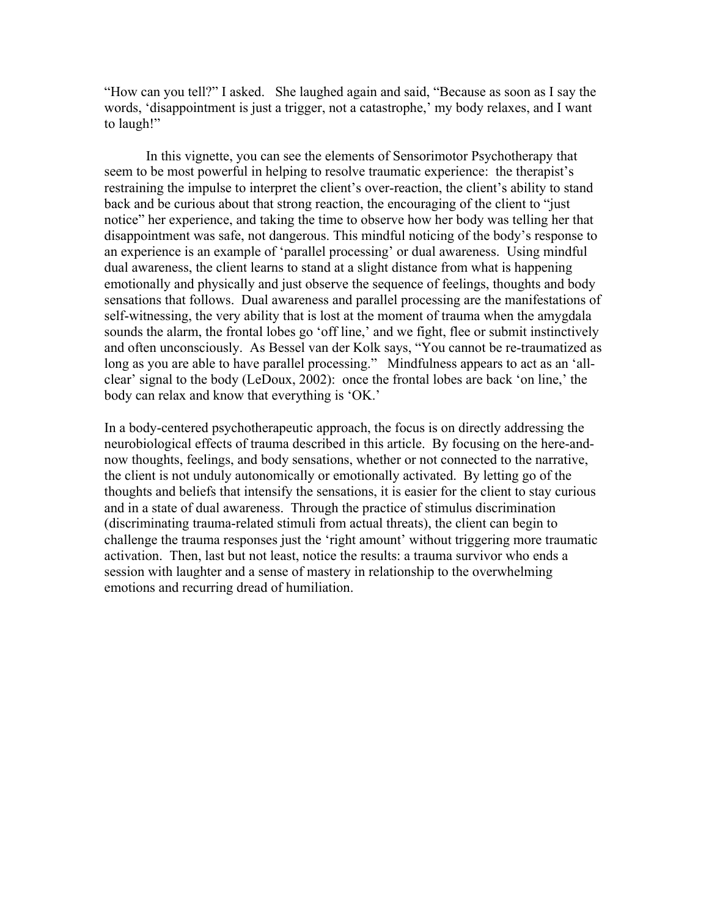"How can you tell?" I asked. She laughed again and said, "Because as soon as I say the words, 'disappointment is just a trigger, not a catastrophe,' my body relaxes, and I want to laugh!"

In this vignette, you can see the elements of Sensorimotor Psychotherapy that seem to be most powerful in helping to resolve traumatic experience: the therapist's restraining the impulse to interpret the client's over-reaction, the client's ability to stand back and be curious about that strong reaction, the encouraging of the client to "just notice" her experience, and taking the time to observe how her body was telling her that disappointment was safe, not dangerous. This mindful noticing of the body's response to an experience is an example of 'parallel processing' or dual awareness. Using mindful dual awareness, the client learns to stand at a slight distance from what is happening emotionally and physically and just observe the sequence of feelings, thoughts and body sensations that follows. Dual awareness and parallel processing are the manifestations of self-witnessing, the very ability that is lost at the moment of trauma when the amygdala sounds the alarm, the frontal lobes go 'off line,' and we fight, flee or submit instinctively and often unconsciously. As Bessel van der Kolk says, "You cannot be re-traumatized as long as you are able to have parallel processing." Mindfulness appears to act as an 'all-clear' signal to the body (LeDoux, 2002): once the frontal lobes are back 'on line,' the body can relax and know that everything is 'OK.'

In a body-centered psychotherapeutic approach, the focus is on directly addressing the neurobiological effects of trauma described in this article. By focusing on the here-and-now thoughts, feelings, and body sensations, whether or not connected to the narrative, the client is not unduly autonomically or emotionally activated. By letting go of the thoughts and beliefs that intensify the sensations, it is easier for the client to stay curious and in a state of dual awareness. Through the practice of stimulus discrimination (discriminating trauma-related stimuli from actual threats), the client can begin to challenge the trauma responses just the 'right amount' without triggering more traumatic activation. Then, last but not least, notice the results: a trauma survivor who ends a session with laughter and a sense of mastery in relationship to the overwhelming emotions and recurring dread of humiliation.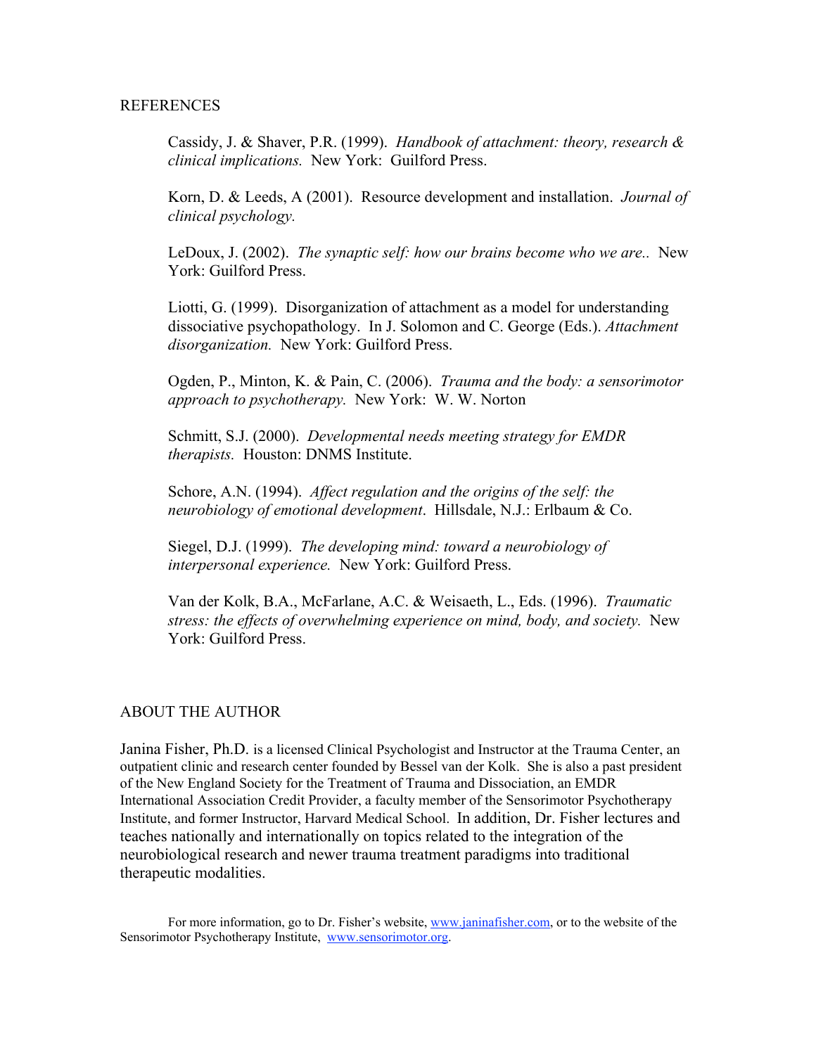## REFERENCES

Cassidy, J. & Shaver, P.R. (1999). *Handbook of attachment: theory, research & clinical implications.* New York: Guilford Press.

Korn, D. & Leeds, A (2001). Resource development and installation. *Journal of clinical psychology.*

LeDoux, J. (2002). *The synaptic self: how our brains become who we are..* New York: Guilford Press.

Liotti, G. (1999). Disorganization of attachment as a model for understanding dissociative psychopathology. In J. Solomon and C. George (Eds.). *Attachment disorganization.* New York: Guilford Press.

Ogden, P., Minton, K. & Pain, C. (2006). *Trauma and the body: a sensorimotor approach to psychotherapy.* New York: W. W. Norton

Schmitt, S.J. (2000). *Developmental needs meeting strategy for EMDR therapists.* Houston: DNMS Institute.

Schore, A.N. (1994). *Affect regulation and the origins of the self: the neurobiology of emotional development*. Hillsdale, N.J.: Erlbaum & Co.

Siegel, D.J. (1999). *The developing mind: toward a neurobiology of interpersonal experience.* New York: Guilford Press.

Van der Kolk, B.A., McFarlane, A.C. & Weisaeth, L., Eds. (1996). *Traumatic stress: the effects of overwhelming experience on mind, body, and society.* New York: Guilford Press.

## ABOUT THE AUTHOR

Janina Fisher, Ph.D. is a licensed Clinical Psychologist and Instructor at the Trauma Center, an outpatient clinic and research center founded by Bessel van der Kolk. She is also a past president of the New England Society for the Treatment of Trauma and Dissociation, an EMDR International Association Credit Provider, a faculty member of the Sensorimotor Psychotherapy Institute, and former Instructor, Harvard Medical School. In addition, Dr. Fisher lectures and teaches nationally and internationally on topics related to the integration of the neurobiological research and newer trauma treatment paradigms into traditional therapeutic modalities.

For more information, go to Dr. Fisher's website, www.janinafisher.com, or to the website of the Sensorimotor Psychotherapy Institute, www.sensorimotor.org.